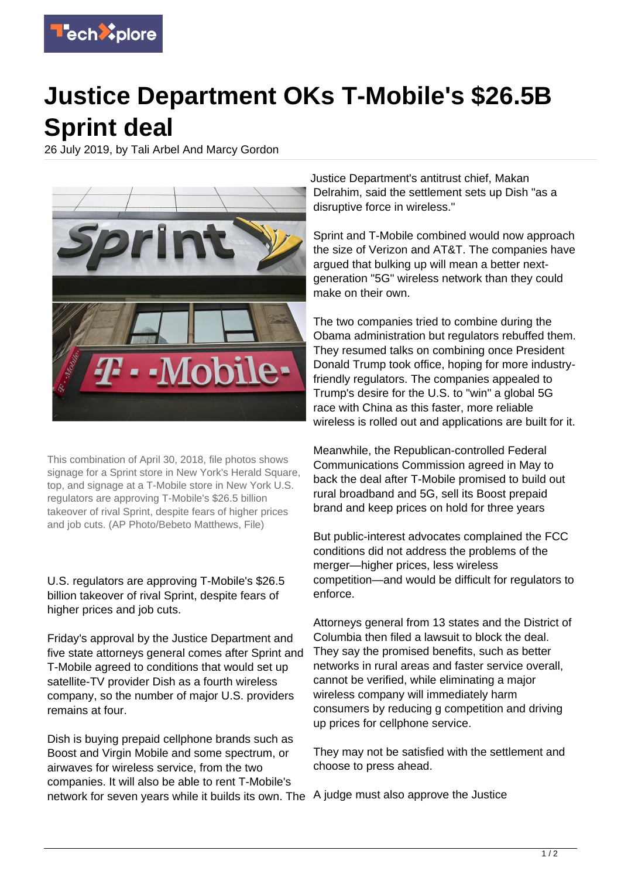# Justice Department OKs T-Mobile's $26.5B Sprint deal

26 July 2019, by Tali Arbel And Marcy Gordon

This combination of April 30, 2018, file photos shows signage for a Sprint store in New York's Herald Square, top, and signage at a T-Mobile store in New York U.S. regulators are approving T-Mobile's $26.5 billion takeover of rival Sprint, despite fears of higher prices and job cuts. (AP Photo/Bebeto Matthews, File)

U.S. regulators are approving T-Mobile's $26.5 billion takeover of rival Sprint, despite fears of higher prices and job cuts.

Friday's approval by the Justice Department and five state attorneys general comes after Sprint and T-Mobile agreed to conditions that would set up satellite-TV provider Dish as a fourth wireless company, so the number of major U.S. providers remains at four.

Dish is buying prepaid cellphone brands such as Boost and Virgin Mobile and some spectrum, or airwaves for wireless service, from the two companies. It will also be able to rent T-Mobile's network for seven years while it builds its own. The Justice Department's antitrust chief, Makan Delrahim, said the settlement sets up Dish "as a disruptive force in wireless."

Sprint and T-Mobile combined would now approach the size of Verizon and AT&T. The companies have argued that bulking up will mean a better next-generation "5G" wireless network than they could make on their own.

The two companies tried to combine during the Obama administration but regulators rebuffed them. They resumed talks on combining once President Donald Trump took office, hoping for more industry-friendly regulators. The companies appealed to Trump's desire for the U.S. to "win" a global 5G race with China as this faster, more reliable wireless is rolled out and applications are built for it.

Meanwhile, the Republican-controlled Federal Communications Commission agreed in May to back the deal after T-Mobile promised to build out rural broadband and 5G, sell its Boost prepaid brand and keep prices on hold for three years

But public-interest advocates complained the FCC conditions did not address the problems of the merger—higher prices, less wireless competition—and would be difficult for regulators to enforce.

Attorneys general from 13 states and the District of Columbia then filed a lawsuit to block the deal. They say the promised benefits, such as better networks in rural areas and faster service overall, cannot be verified, while eliminating a major wireless company will immediately harm consumers by reducing g competition and driving up prices for cellphone service.

They may not be satisfied with the settlement and choose to press ahead.

A judge must also approve the Justice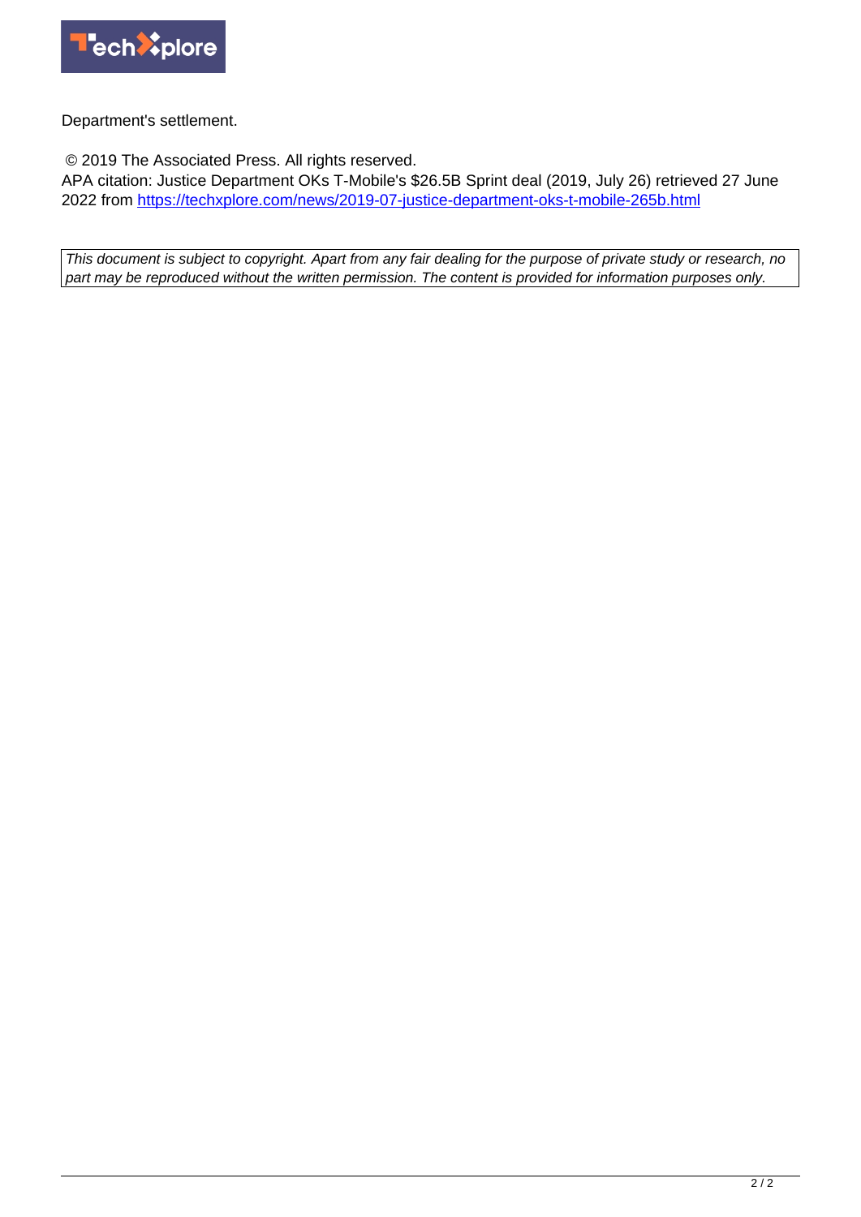Department's settlement.

© 2019 The Associated Press. All rights reserved.
APA citation: Justice Department OKs T-Mobile's $26.5B Sprint deal (2019, July 26) retrieved 27 June 2022 from https://techxplore.com/news/2019-07-justice-department-oks-t-mobile-265b.html

*This document is subject to copyright. Apart from any fair dealing for the purpose of private study or research, no part may be reproduced without the written permission. The content is provided for information purposes only.*